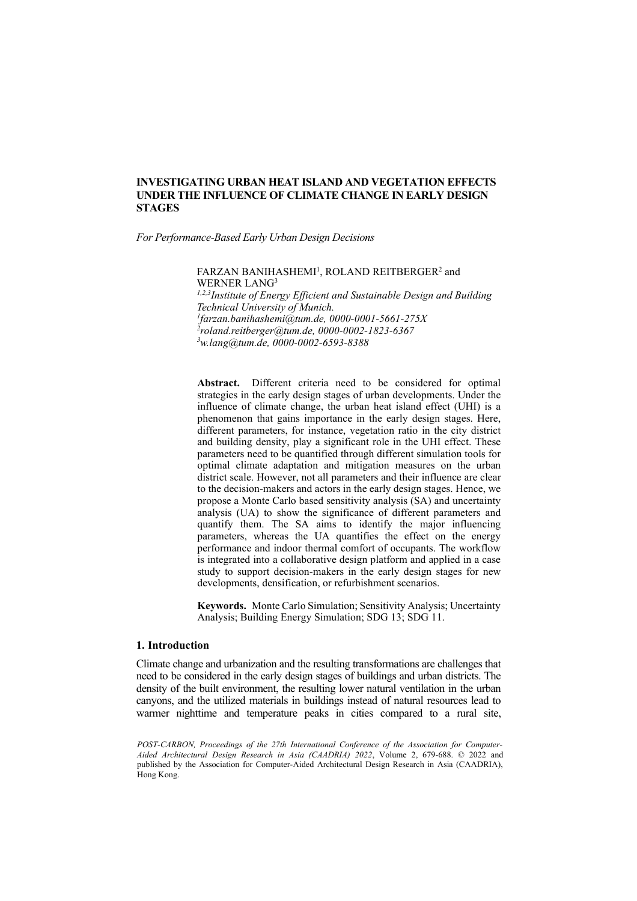# INVESTIGATING URBAN HEAT ISLAND AND VEGETATION EFFECTS UNDER THE INFLUENCE OF CLIMATE CHANGE IN EARLY DESIGN STAGES

*For Performance-Based Early Urban Design Decisions*

FARZAN BANIHASHEMI[1], ROLAND REITBERGER[2] and WERNER LANG[3]

[1,2,3]*Institute of Energy Efficient and Sustainable Design and Building Technical University of Munich.*

[1]*farzan.banihashemi@tum.de, 0000-0001-5661-275X*

[2]*roland.reitberger@tum.de, 0000-0002-1823-6367*

[3]*w.lang@tum.de, 0000-0002-6593-8388*

**Abstract.** Different criteria need to be considered for optimal strategies in the early design stages of urban developments. Under the influence of climate change, the urban heat island effect (UHI) is a phenomenon that gains importance in the early design stages. Here, different parameters, for instance, vegetation ratio in the city district and building density, play a significant role in the UHI effect. These parameters need to be quantified through different simulation tools for optimal climate adaptation and mitigation measures on the urban district scale. However, not all parameters and their influence are clear to the decision-makers and actors in the early design stages. Hence, we propose a Monte Carlo based sensitivity analysis (SA) and uncertainty analysis (UA) to show the significance of different parameters and quantify them. The SA aims to identify the major influencing parameters, whereas the UA quantifies the effect on the energy performance and indoor thermal comfort of occupants. The workflow is integrated into a collaborative design platform and applied in a case study to support decision-makers in the early design stages for new developments, densification, or refurbishment scenarios.

**Keywords.** Monte Carlo Simulation; Sensitivity Analysis; Uncertainty Analysis; Building Energy Simulation; SDG 13; SDG 11.

## 1. Introduction

Climate change and urbanization and the resulting transformations are challenges that need to be considered in the early design stages of buildings and urban districts. The density of the built environment, the resulting lower natural ventilation in the urban canyons, and the utilized materials in buildings instead of natural resources lead to warmer nighttime and temperature peaks in cities compared to a rural site,

*POST-CARBON, Proceedings of the 27th International Conference of the Association for Computer-Aided Architectural Design Research in Asia (CAADRIA) 2022*, Volume 2, 679-688. © 2022 and published by the Association for Computer-Aided Architectural Design Research in Asia (CAADRIA), Hong Kong.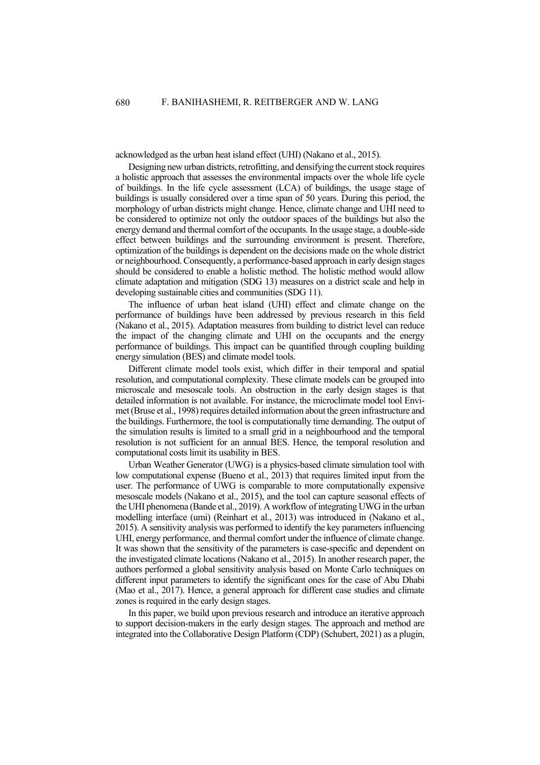acknowledged as the urban heat island effect (UHI) (Nakano et al., 2015).

Designing new urban districts, retrofitting, and densifying the current stock requires a holistic approach that assesses the environmental impacts over the whole life cycle of buildings. In the life cycle assessment (LCA) of buildings, the usage stage of buildings is usually considered over a time span of 50 years. During this period, the morphology of urban districts might change. Hence, climate change and UHI need to be considered to optimize not only the outdoor spaces of the buildings but also the energy demand and thermal comfort of the occupants. In the usage stage, a double-side effect between buildings and the surrounding environment is present. Therefore, optimization of the buildings is dependent on the decisions made on the whole district or neighbourhood. Consequently, a performance-based approach in early design stages should be considered to enable a holistic method. The holistic method would allow climate adaptation and mitigation (SDG 13) measures on a district scale and help in developing sustainable cities and communities (SDG 11).

The influence of urban heat island (UHI) effect and climate change on the performance of buildings have been addressed by previous research in this field (Nakano et al., 2015). Adaptation measures from building to district level can reduce the impact of the changing climate and UHI on the occupants and the energy performance of buildings. This impact can be quantified through coupling building energy simulation (BES) and climate model tools.

Different climate model tools exist, which differ in their temporal and spatial resolution, and computational complexity. These climate models can be grouped into microscale and mesoscale tools. An obstruction in the early design stages is that detailed information is not available. For instance, the microclimate model tool Envi-met (Bruse et al., 1998) requires detailed information about the green infrastructure and the buildings. Furthermore, the tool is computationally time demanding. The output of the simulation results is limited to a small grid in a neighbourhood and the temporal resolution is not sufficient for an annual BES. Hence, the temporal resolution and computational costs limit its usability in BES.

Urban Weather Generator (UWG) is a physics-based climate simulation tool with low computational expense (Bueno et al., 2013) that requires limited input from the user. The performance of UWG is comparable to more computationally expensive mesoscale models (Nakano et al., 2015), and the tool can capture seasonal effects of the UHI phenomena (Bande et al., 2019). A workflow of integrating UWG in the urban modelling interface (umi) (Reinhart et al., 2013) was introduced in (Nakano et al., 2015). A sensitivity analysis was performed to identify the key parameters influencing UHI, energy performance, and thermal comfort under the influence of climate change. It was shown that the sensitivity of the parameters is case-specific and dependent on the investigated climate locations (Nakano et al., 2015). In another research paper, the authors performed a global sensitivity analysis based on Monte Carlo techniques on different input parameters to identify the significant ones for the case of Abu Dhabi (Mao et al., 2017). Hence, a general approach for different case studies and climate zones is required in the early design stages.

In this paper, we build upon previous research and introduce an iterative approach to support decision-makers in the early design stages. The approach and method are integrated into the Collaborative Design Platform (CDP) (Schubert, 2021) as a plugin,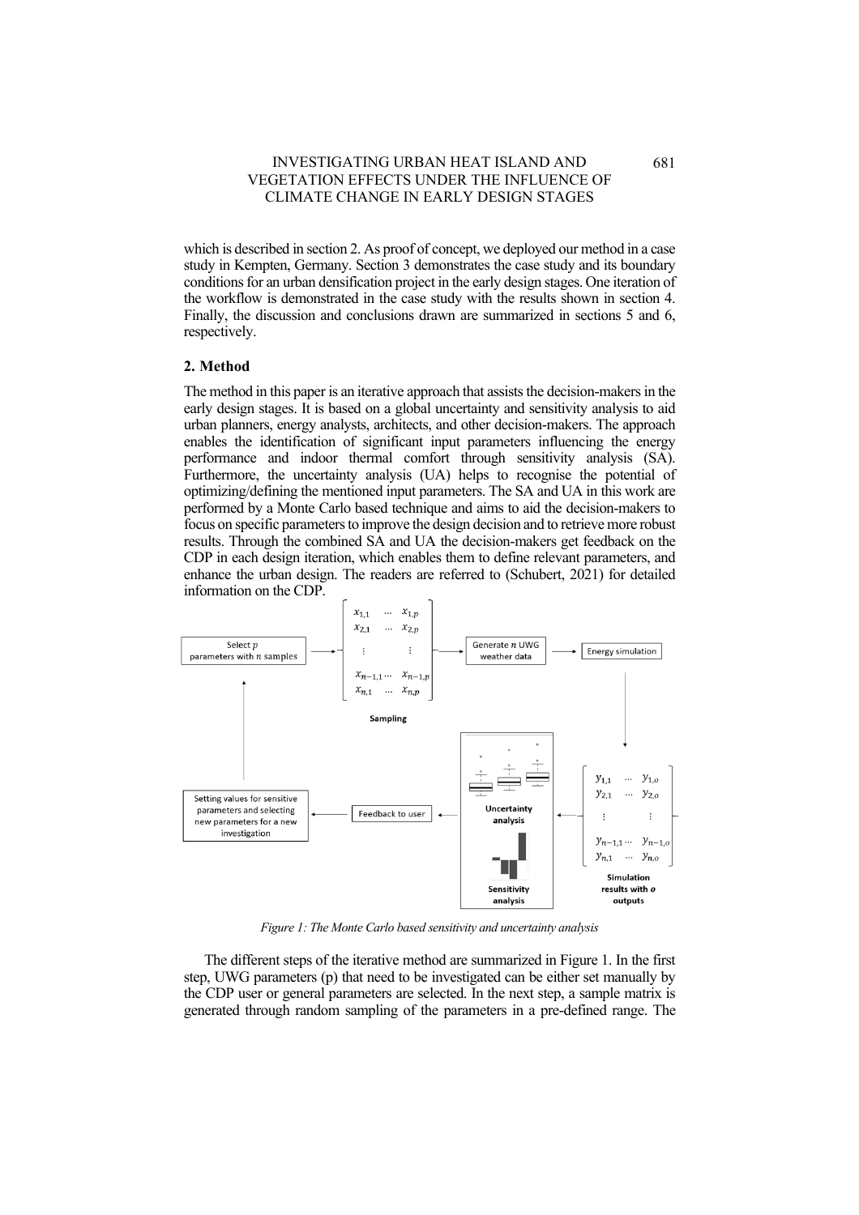which is described in section 2. As proof of concept, we deployed our method in a case study in Kempten, Germany. Section 3 demonstrates the case study and its boundary conditions for an urban densification project in the early design stages. One iteration of the workflow is demonstrated in the case study with the results shown in section 4. Finally, the discussion and conclusions drawn are summarized in sections 5 and 6, respectively.

## 2. Method

The method in this paper is an iterative approach that assists the decision-makers in the early design stages. It is based on a global uncertainty and sensitivity analysis to aid urban planners, energy analysts, architects, and other decision-makers. The approach enables the identification of significant input parameters influencing the energy performance and indoor thermal comfort through sensitivity analysis (SA). Furthermore, the uncertainty analysis (UA) helps to recognise the potential of optimizing/defining the mentioned input parameters. The SA and UA in this work are performed by a Monte Carlo based technique and aims to aid the decision-makers to focus on specific parameters to improve the design decision and to retrieve more robust results. Through the combined SA and UA the decision-makers get feedback on the CDP in each design iteration, which enables them to define relevant parameters, and enhance the urban design. The readers are referred to (Schubert, 2021) for detailed information on the CDP.

*Figure 1: The Monte Carlo based sensitivity and uncertainty analysis*

The different steps of the iterative method are summarized in Figure 1. In the first step, UWG parameters (p) that need to be investigated can be either set manually by the CDP user or general parameters are selected. In the next step, a sample matrix is generated through random sampling of the parameters in a pre-defined range. The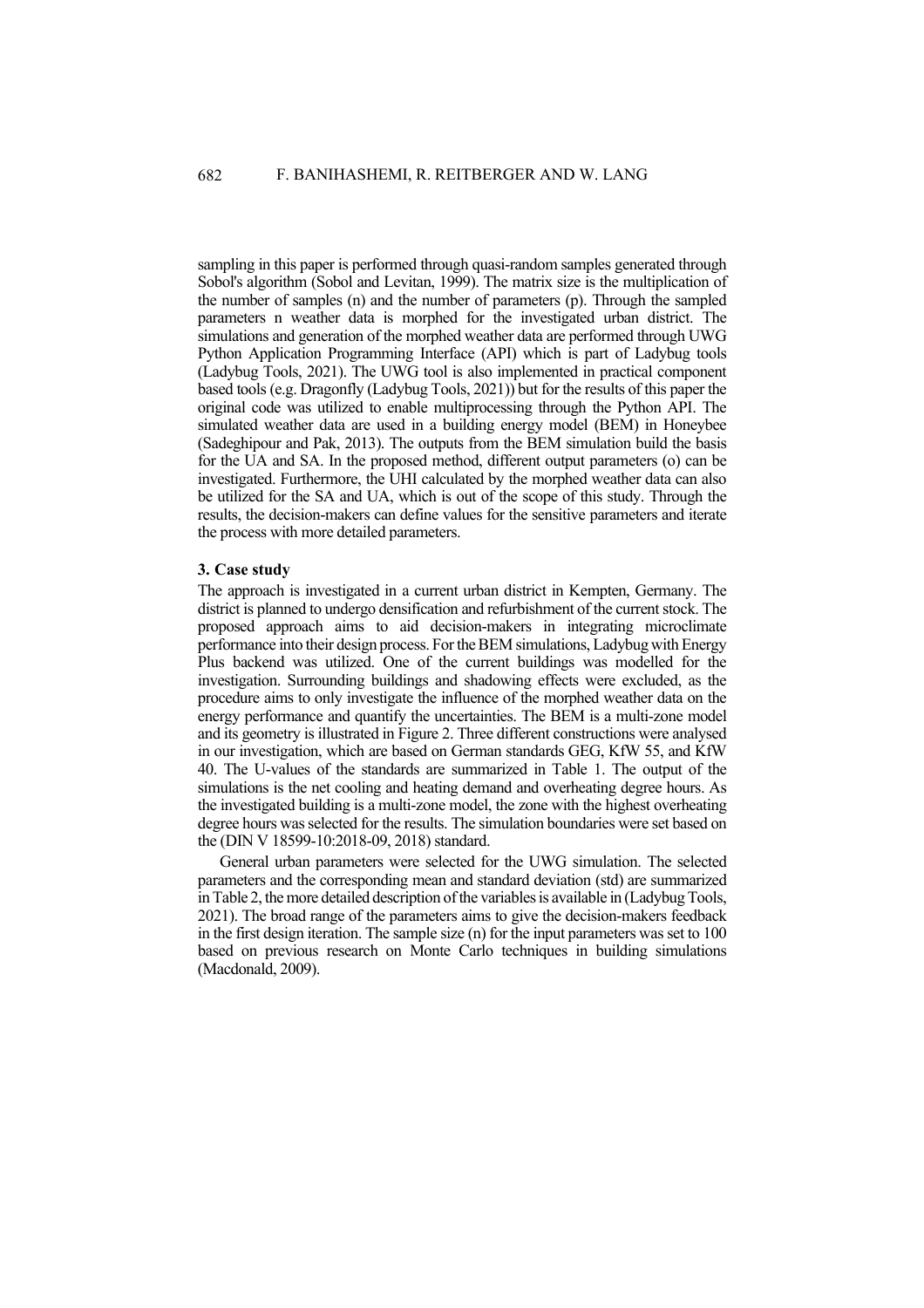sampling in this paper is performed through quasi-random samples generated through Sobol's algorithm (Sobol and Levitan, 1999). The matrix size is the multiplication of the number of samples (n) and the number of parameters (p). Through the sampled parameters n weather data is morphed for the investigated urban district. The simulations and generation of the morphed weather data are performed through UWG Python Application Programming Interface (API) which is part of Ladybug tools (Ladybug Tools, 2021). The UWG tool is also implemented in practical component based tools (e.g. Dragonfly (Ladybug Tools, 2021)) but for the results of this paper the original code was utilized to enable multiprocessing through the Python API. The simulated weather data are used in a building energy model (BEM) in Honeybee (Sadeghipour and Pak, 2013). The outputs from the BEM simulation build the basis for the UA and SA. In the proposed method, different output parameters (o) can be investigated. Furthermore, the UHI calculated by the morphed weather data can also be utilized for the SA and UA, which is out of the scope of this study. Through the results, the decision-makers can define values for the sensitive parameters and iterate the process with more detailed parameters.

## 3. Case study

The approach is investigated in a current urban district in Kempten, Germany. The district is planned to undergo densification and refurbishment of the current stock. The proposed approach aims to aid decision-makers in integrating microclimate performance into their design process. For the BEM simulations, Ladybug with Energy Plus backend was utilized. One of the current buildings was modelled for the investigation. Surrounding buildings and shadowing effects were excluded, as the procedure aims to only investigate the influence of the morphed weather data on the energy performance and quantify the uncertainties. The BEM is a multi-zone model and its geometry is illustrated in Figure 2. Three different constructions were analysed in our investigation, which are based on German standards GEG, KfW 55, and KfW 40. The U-values of the standards are summarized in Table 1. The output of the simulations is the net cooling and heating demand and overheating degree hours. As the investigated building is a multi-zone model, the zone with the highest overheating degree hours was selected for the results. The simulation boundaries were set based on the (DIN V 18599-10:2018-09, 2018) standard.

General urban parameters were selected for the UWG simulation. The selected parameters and the corresponding mean and standard deviation (std) are summarized in Table 2, the more detailed description of the variables is available in (Ladybug Tools, 2021). The broad range of the parameters aims to give the decision-makers feedback in the first design iteration. The sample size (n) for the input parameters was set to 100 based on previous research on Monte Carlo techniques in building simulations (Macdonald, 2009).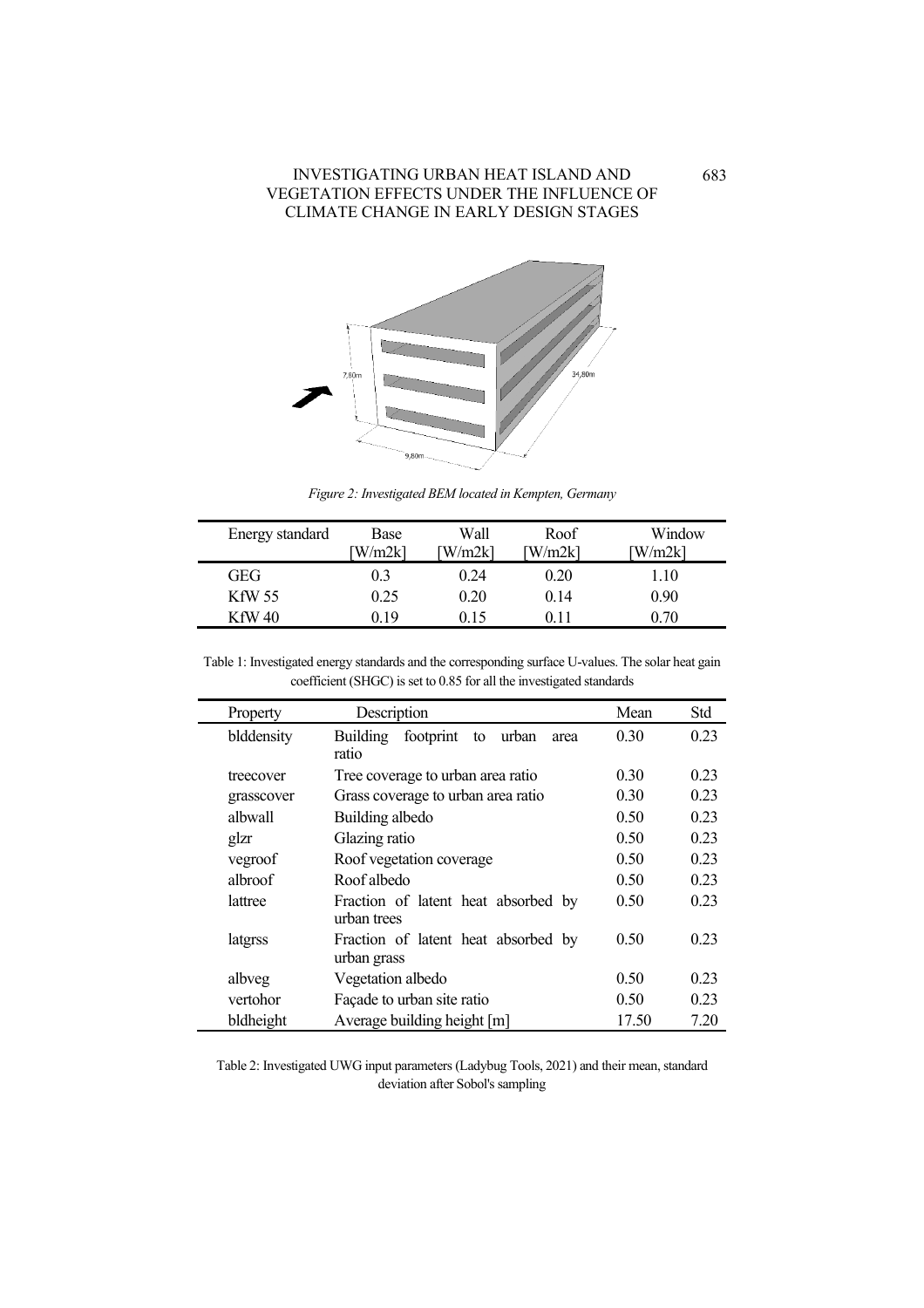*Figure 2: Investigated BEM located in Kempten, Germany*

| Energy standard | Base [W/m2k] | Wall [W/m2k] | Roof [W/m2k] | Window [W/m2k] |
|---|---|---|---|---|
| GEG | 0.3 | 0.24 | 0.20 | 1.10 |
| KfW 55 | 0.25 | 0.20 | 0.14 | 0.90 |
| KfW 40 | 0.19 | 0.15 | 0.11 | 0.70 |

Table 1: Investigated energy standards and the corresponding surface U-values. The solar heat gain coefficient (SHGC) is set to 0.85 for all the investigated standards

| Property | Description | Mean | Std |
|---|---|---|---|
| blddensity | Building footprint to urban area ratio | 0.30 | 0.23 |
| treecover | Tree coverage to urban area ratio | 0.30 | 0.23 |
| grasscover | Grass coverage to urban area ratio | 0.30 | 0.23 |
| albwall | Building albedo | 0.50 | 0.23 |
| glzr | Glazing ratio | 0.50 | 0.23 |
| vegroof | Roof vegetation coverage | 0.50 | 0.23 |
| albroof | Roof albedo | 0.50 | 0.23 |
| lattree | Fraction of latent heat absorbed by urban trees | 0.50 | 0.23 |
| latgrss | Fraction of latent heat absorbed by urban grass | 0.50 | 0.23 |
| albveg | Vegetation albedo | 0.50 | 0.23 |
| vertohor | Façade to urban site ratio | 0.50 | 0.23 |
| bldheight | Average building height [m] | 17.50 | 7.20 |

Table 2: Investigated UWG input parameters (Ladybug Tools, 2021) and their mean, standard deviation after Sobol's sampling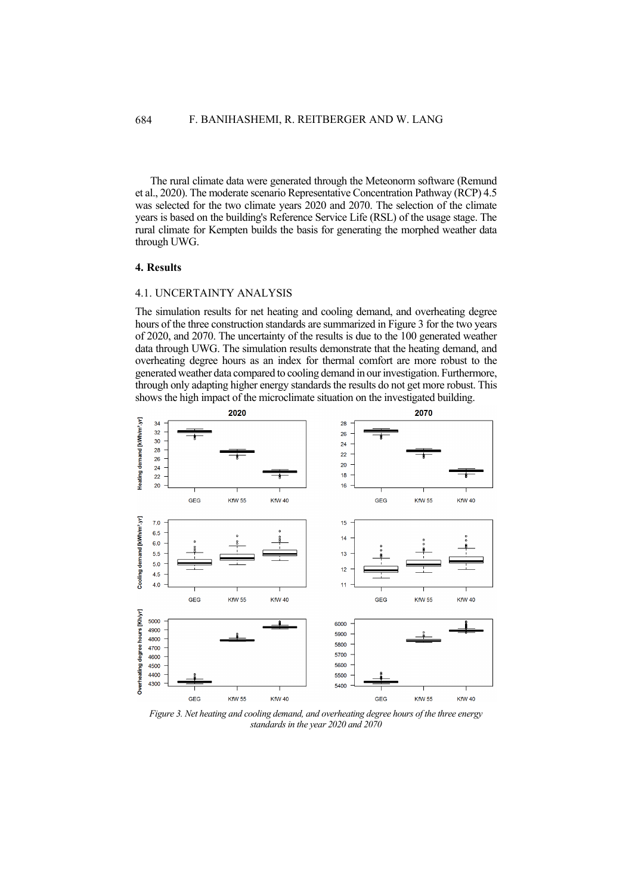The rural climate data were generated through the Meteonorm software (Remund et al., 2020). The moderate scenario Representative Concentration Pathway (RCP) 4.5 was selected for the two climate years 2020 and 2070. The selection of the climate years is based on the building's Reference Service Life (RSL) of the usage stage. The rural climate for Kempten builds the basis for generating the morphed weather data through UWG.

## 4. Results

### 4.1. UNCERTAINTY ANALYSIS

The simulation results for net heating and cooling demand, and overheating degree hours of the three construction standards are summarized in Figure 3 for the two years of 2020, and 2070. The uncertainty of the results is due to the 100 generated weather data through UWG. The simulation results demonstrate that the heating demand, and overheating degree hours as an index for thermal comfort are more robust to the generated weather data compared to cooling demand in our investigation. Furthermore, through only adapting higher energy standards the results do not get more robust. This shows the high impact of the microclimate situation on the investigated building.

*Figure 3. Net heating and cooling demand, and overheating degree hours of the three energy standards in the year 2020 and 2070*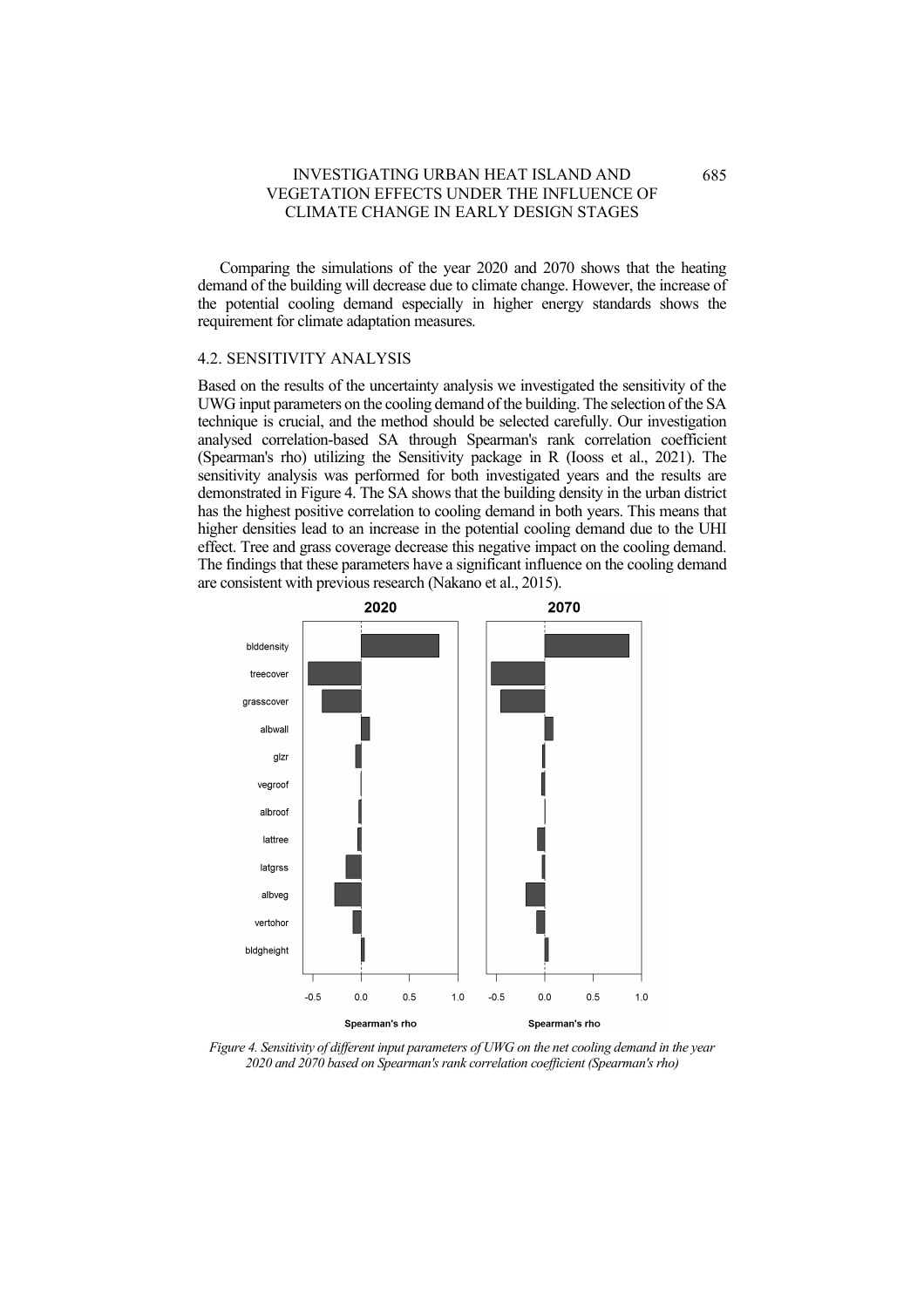Comparing the simulations of the year 2020 and 2070 shows that the heating demand of the building will decrease due to climate change. However, the increase of the potential cooling demand especially in higher energy standards shows the requirement for climate adaptation measures.

### 4.2. SENSITIVITY ANALYSIS

Based on the results of the uncertainty analysis we investigated the sensitivity of the UWG input parameters on the cooling demand of the building. The selection of the SA technique is crucial, and the method should be selected carefully. Our investigation analysed correlation-based SA through Spearman's rank correlation coefficient (Spearman's rho) utilizing the Sensitivity package in R (Iooss et al., 2021). The sensitivity analysis was performed for both investigated years and the results are demonstrated in Figure 4. The SA shows that the building density in the urban district has the highest positive correlation to cooling demand in both years. This means that higher densities lead to an increase in the potential cooling demand due to the UHI effect. Tree and grass coverage decrease this negative impact on the cooling demand. The findings that these parameters have a significant influence on the cooling demand are consistent with previous research (Nakano et al., 2015).

*Figure 4. Sensitivity of different input parameters of UWG on the net cooling demand in the year 2020 and 2070 based on Spearman's rank correlation coefficient (Spearman's rho)*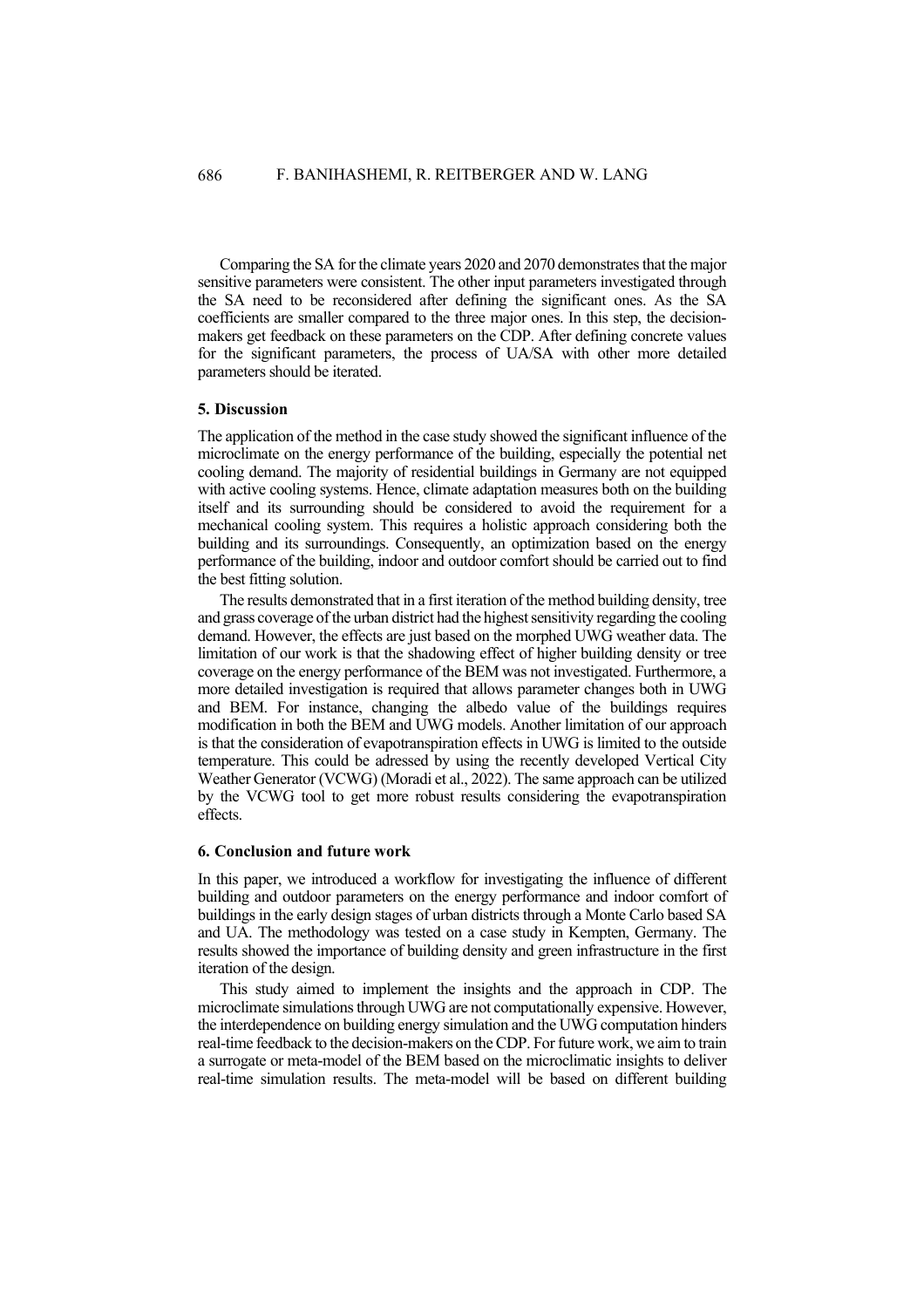Comparing the SA for the climate years 2020 and 2070 demonstrates that the major sensitive parameters were consistent. The other input parameters investigated through the SA need to be reconsidered after defining the significant ones. As the SA coefficients are smaller compared to the three major ones. In this step, the decision-makers get feedback on these parameters on the CDP. After defining concrete values for the significant parameters, the process of UA/SA with other more detailed parameters should be iterated.

## 5. Discussion

The application of the method in the case study showed the significant influence of the microclimate on the energy performance of the building, especially the potential net cooling demand. The majority of residential buildings in Germany are not equipped with active cooling systems. Hence, climate adaptation measures both on the building itself and its surrounding should be considered to avoid the requirement for a mechanical cooling system. This requires a holistic approach considering both the building and its surroundings. Consequently, an optimization based on the energy performance of the building, indoor and outdoor comfort should be carried out to find the best fitting solution.

The results demonstrated that in a first iteration of the method building density, tree and grass coverage of the urban district had the highest sensitivity regarding the cooling demand. However, the effects are just based on the morphed UWG weather data. The limitation of our work is that the shadowing effect of higher building density or tree coverage on the energy performance of the BEM was not investigated. Furthermore, a more detailed investigation is required that allows parameter changes both in UWG and BEM. For instance, changing the albedo value of the buildings requires modification in both the BEM and UWG models. Another limitation of our approach is that the consideration of evapotranspiration effects in UWG is limited to the outside temperature. This could be adressed by using the recently developed Vertical City Weather Generator (VCWG) (Moradi et al., 2022). The same approach can be utilized by the VCWG tool to get more robust results considering the evapotranspiration effects.

## 6. Conclusion and future work

In this paper, we introduced a workflow for investigating the influence of different building and outdoor parameters on the energy performance and indoor comfort of buildings in the early design stages of urban districts through a Monte Carlo based SA and UA. The methodology was tested on a case study in Kempten, Germany. The results showed the importance of building density and green infrastructure in the first iteration of the design.

This study aimed to implement the insights and the approach in CDP. The microclimate simulations through UWG are not computationally expensive. However, the interdependence on building energy simulation and the UWG computation hinders real-time feedback to the decision-makers on the CDP. For future work, we aim to train a surrogate or meta-model of the BEM based on the microclimatic insights to deliver real-time simulation results. The meta-model will be based on different building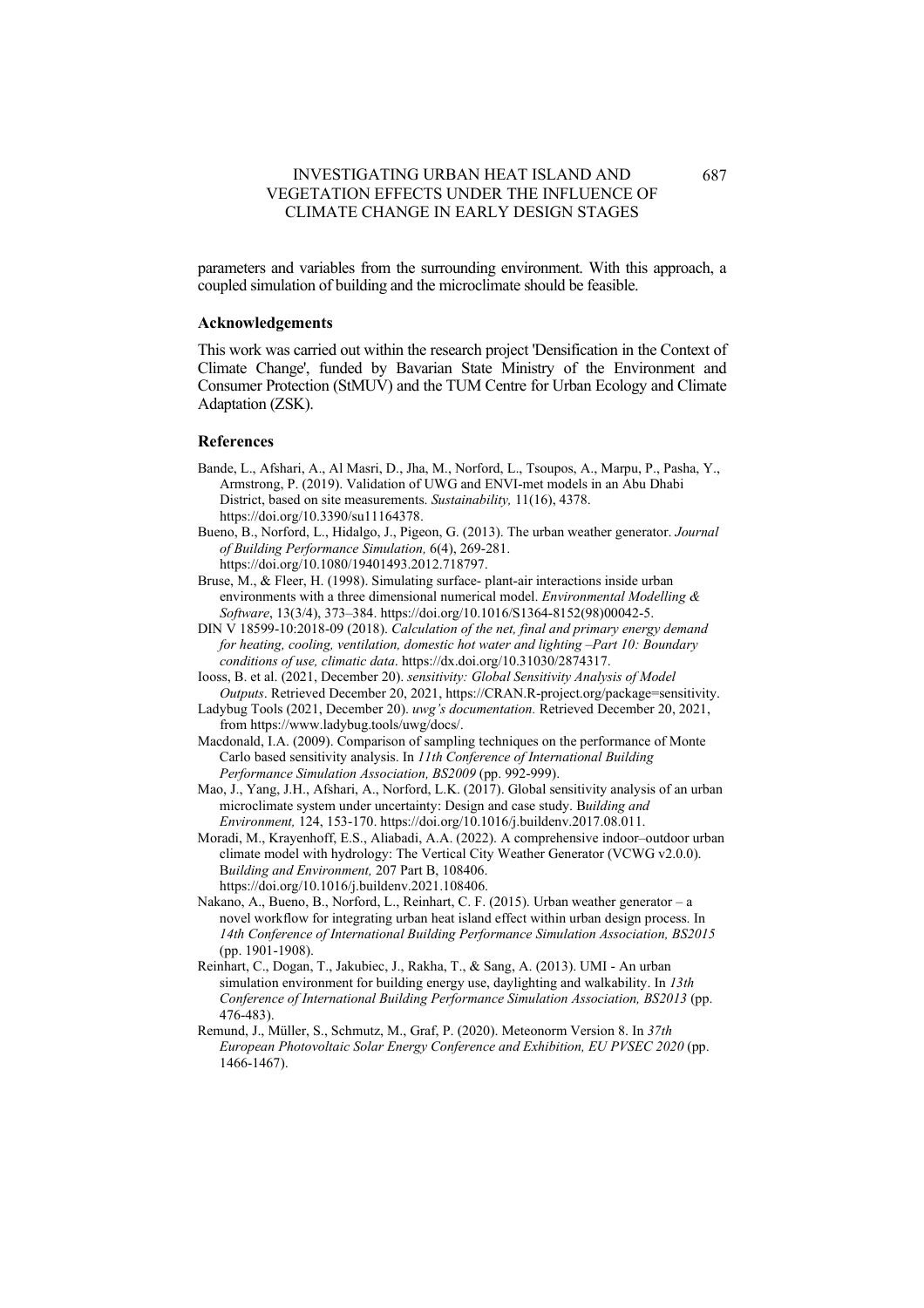parameters and variables from the surrounding environment. With this approach, a coupled simulation of building and the microclimate should be feasible.

## Acknowledgements

This work was carried out within the research project 'Densification in the Context of Climate Change', funded by Bavarian State Ministry of the Environment and Consumer Protection (StMUV) and the TUM Centre for Urban Ecology and Climate Adaptation (ZSK).

## References

Bande, L., Afshari, A., Al Masri, D., Jha, M., Norford, L., Tsoupos, A., Marpu, P., Pasha, Y., Armstrong, P. (2019). Validation of UWG and ENVI-met models in an Abu Dhabi District, based on site measurements. *Sustainability,* 11(16), 4378. https://doi.org/10.3390/su11164378.

Bueno, B., Norford, L., Hidalgo, J., Pigeon, G. (2013). The urban weather generator. *Journal of Building Performance Simulation,* 6(4), 269-281. https://doi.org/10.1080/19401493.2012.718797.

Bruse, M., & Fleer, H. (1998). Simulating surface- plant-air interactions inside urban environments with a three dimensional numerical model. *Environmental Modelling & Software*, 13(3/4), 373–384. https://doi.org/10.1016/S1364-8152(98)00042-5.

DIN V 18599-10:2018-09 (2018). *Calculation of the net, final and primary energy demand for heating, cooling, ventilation, domestic hot water and lighting –Part 10: Boundary conditions of use, climatic data*. https://dx.doi.org/10.31030/2874317.

Iooss, B. et al. (2021, December 20). *sensitivity: Global Sensitivity Analysis of Model Outputs*. Retrieved December 20, 2021, https://CRAN.R-project.org/package=sensitivity.

Ladybug Tools (2021, December 20). *uwg's documentation.* Retrieved December 20, 2021, from https://www.ladybug.tools/uwg/docs/.

Macdonald, I.A. (2009). Comparison of sampling techniques on the performance of Monte Carlo based sensitivity analysis. In *11th Conference of International Building Performance Simulation Association, BS2009* (pp. 992-999).

Mao, J., Yang, J.H., Afshari, A., Norford, L.K. (2017). Global sensitivity analysis of an urban microclimate system under uncertainty: Design and case study. *Building and Environment,* 124, 153-170. https://doi.org/10.1016/j.buildenv.2017.08.011.

Moradi, M., Krayenhoff, E.S., Aliabadi, A.A. (2022). A comprehensive indoor–outdoor urban climate model with hydrology: The Vertical City Weather Generator (VCWG v2.0.0). *Building and Environment,* 207 Part B, 108406. https://doi.org/10.1016/j.buildenv.2021.108406.

Nakano, A., Bueno, B., Norford, L., Reinhart, C. F. (2015). Urban weather generator – a novel workflow for integrating urban heat island effect within urban design process. In *14th Conference of International Building Performance Simulation Association, BS2015* (pp. 1901-1908).

Reinhart, C., Dogan, T., Jakubiec, J., Rakha, T., & Sang, A. (2013). UMI - An urban simulation environment for building energy use, daylighting and walkability. In *13th Conference of International Building Performance Simulation Association, BS2013* (pp. 476-483).

Remund, J., Müller, S., Schmutz, M., Graf, P. (2020). Meteonorm Version 8. In *37th European Photovoltaic Solar Energy Conference and Exhibition, EU PVSEC 2020* (pp. 1466-1467).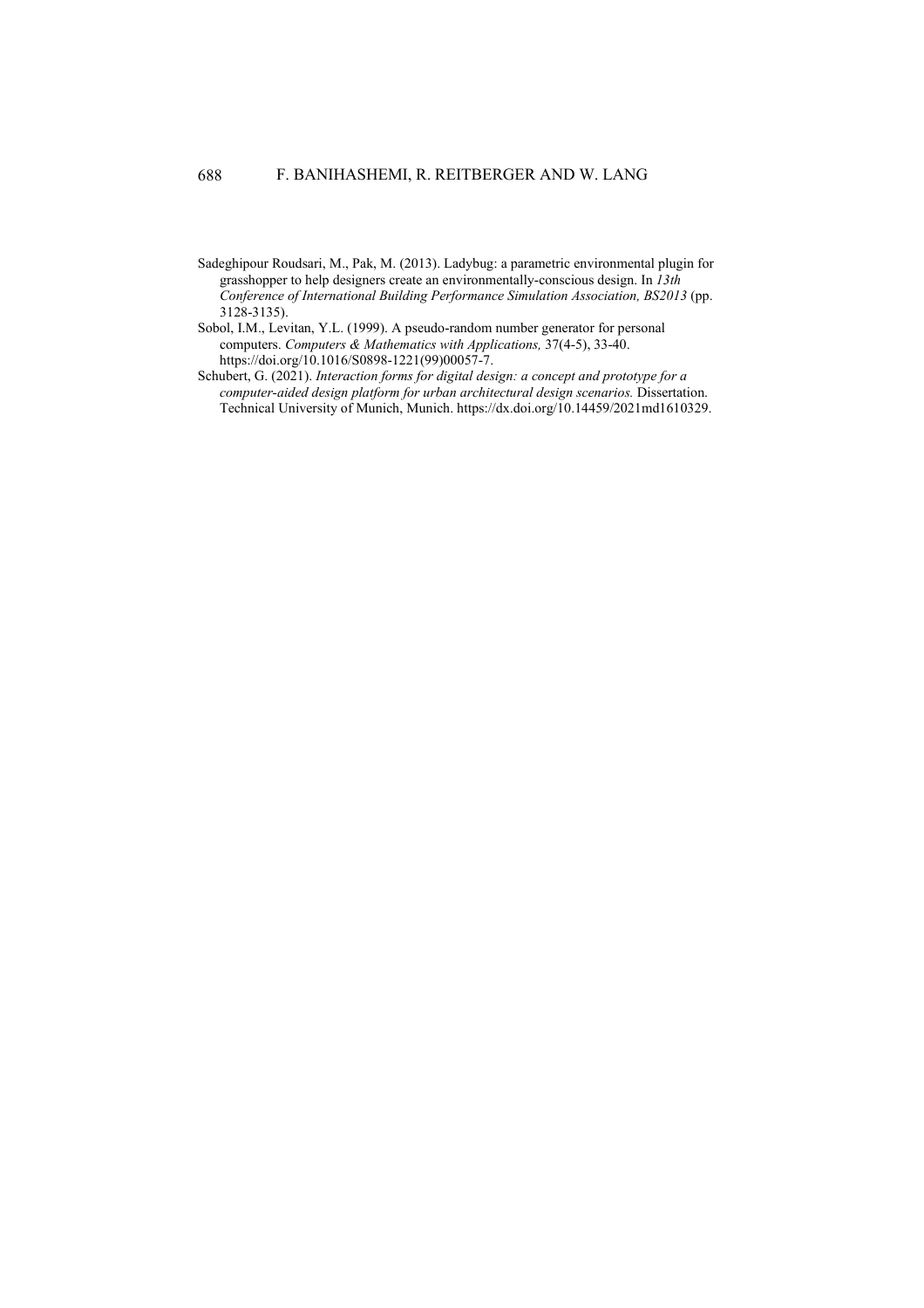Sadeghipour Roudsari, M., Pak, M. (2013). Ladybug: a parametric environmental plugin for grasshopper to help designers create an environmentally-conscious design. In *13th Conference of International Building Performance Simulation Association, BS2013* (pp. 3128-3135).

Sobol, I.M., Levitan, Y.L. (1999). A pseudo-random number generator for personal computers. *Computers & Mathematics with Applications,* 37(4-5), 33-40. https://doi.org/10.1016/S0898-1221(99)00057-7.

Schubert, G. (2021). *Interaction forms for digital design: a concept and prototype for a computer-aided design platform for urban architectural design scenarios.* Dissertation. Technical University of Munich, Munich. https://dx.doi.org/10.14459/2021md1610329.